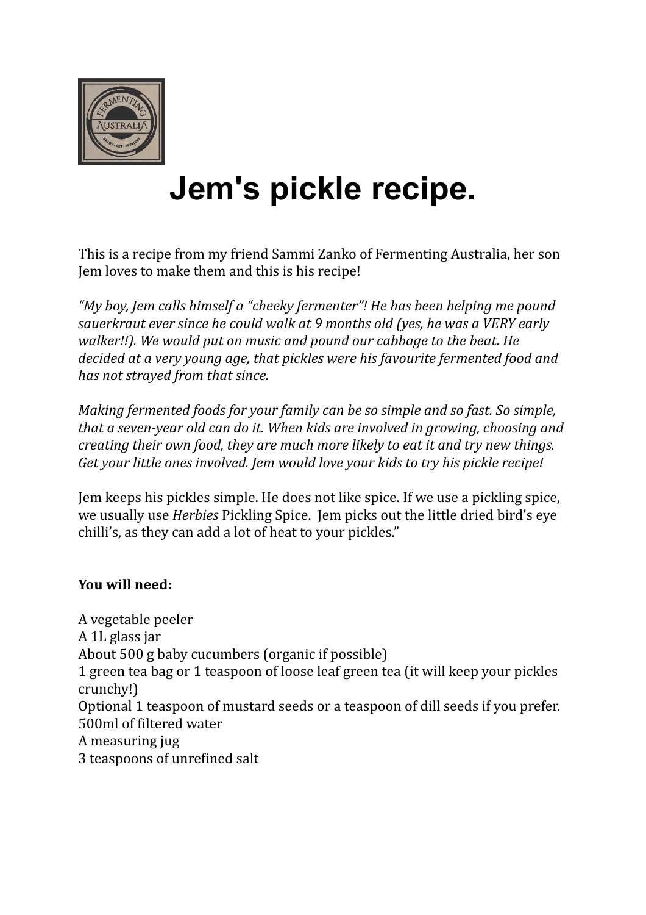# Jem's pickle recipe.

This is a recipe from my friend Sammi Zanko of Fermenting Australia, her son Jem loves to make them and this is his recipe!

*"My boy, Jem calls himself a "cheeky fermenter"! He has been helping me pound sauerkraut ever since he could walk at 9 months old (yes, he was a VERY early walker!!). We would put on music and pound our cabbage to the beat. He decided at a very young age, that pickles were his favourite fermented food and has not strayed from that since.*

*Making fermented foods for your family can be so simple and so fast. So simple, that a seven-year old can do it. When kids are involved in growing, choosing and creating their own food, they are much more likely to eat it and try new things. Get your little ones involved. Jem would love your kids to try his pickle recipe!*

Jem keeps his pickles simple. He does not like spice. If we use a pickling spice, we usually use *Herbies* Pickling Spice. Jem picks out the little dried bird's eye chilli's, as they can add a lot of heat to your pickles."

**You will need:**

A vegetable peeler
A 1L glass jar
About 500 g baby cucumbers (organic if possible)
1 green tea bag or 1 teaspoon of loose leaf green tea (it will keep your pickles crunchy!)
Optional 1 teaspoon of mustard seeds or a teaspoon of dill seeds if you prefer.
500ml of filtered water
A measuring jug
3 teaspoons of unrefined salt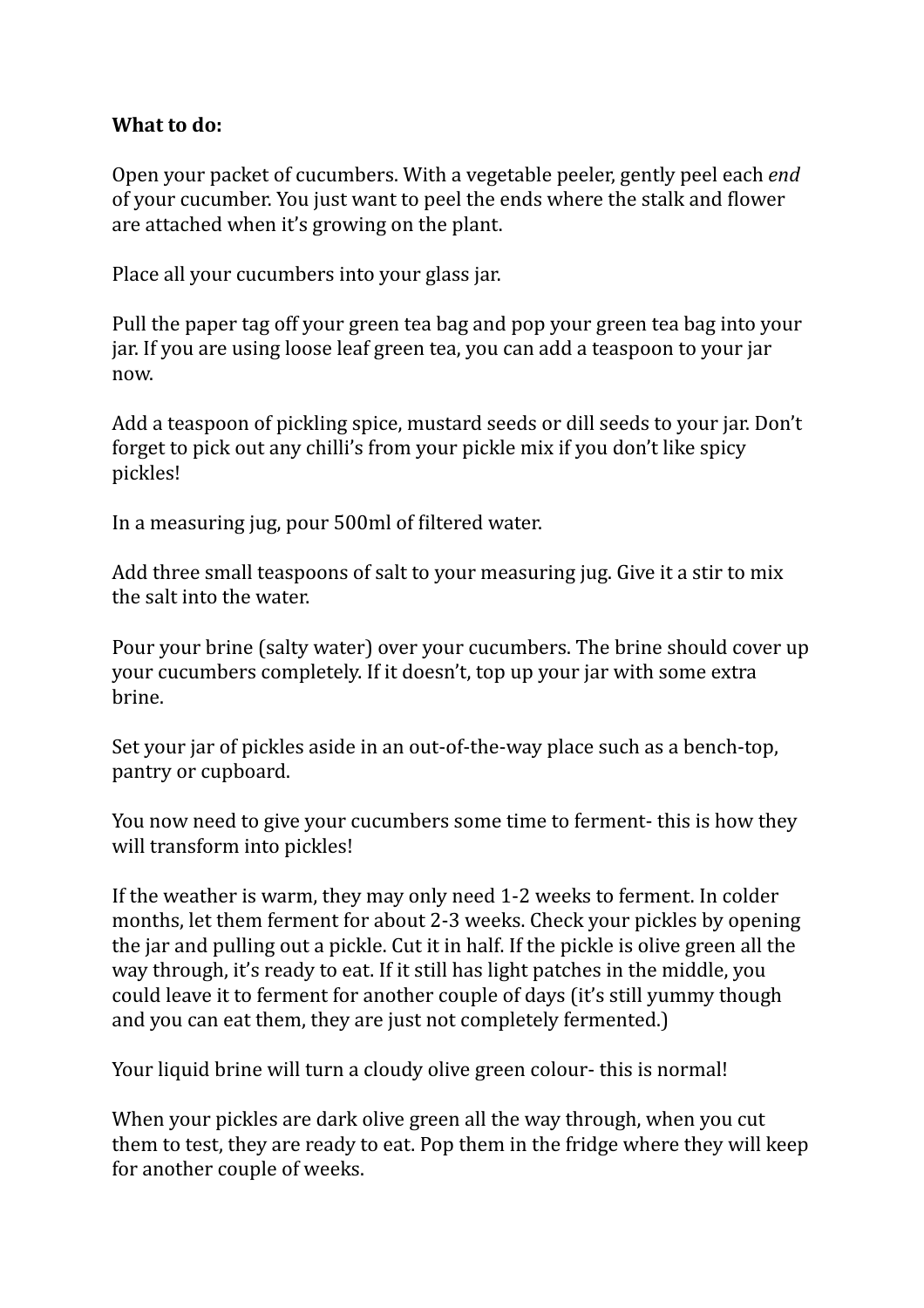**What to do:**

Open your packet of cucumbers. With a vegetable peeler, gently peel each *end* of your cucumber. You just want to peel the ends where the stalk and flower are attached when it's growing on the plant.

Place all your cucumbers into your glass jar.

Pull the paper tag off your green tea bag and pop your green tea bag into your jar. If you are using loose leaf green tea, you can add a teaspoon to your jar now.

Add a teaspoon of pickling spice, mustard seeds or dill seeds to your jar. Don't forget to pick out any chilli's from your pickle mix if you don't like spicy pickles!

In a measuring jug, pour 500ml of filtered water.

Add three small teaspoons of salt to your measuring jug. Give it a stir to mix the salt into the water.

Pour your brine (salty water) over your cucumbers. The brine should cover up your cucumbers completely. If it doesn't, top up your jar with some extra brine.

Set your jar of pickles aside in an out-of-the-way place such as a bench-top, pantry or cupboard.

You now need to give your cucumbers some time to ferment- this is how they will transform into pickles!

If the weather is warm, they may only need 1-2 weeks to ferment. In colder months, let them ferment for about 2-3 weeks. Check your pickles by opening the jar and pulling out a pickle. Cut it in half. If the pickle is olive green all the way through, it's ready to eat. If it still has light patches in the middle, you could leave it to ferment for another couple of days (it's still yummy though and you can eat them, they are just not completely fermented.)

Your liquid brine will turn a cloudy olive green colour- this is normal!

When your pickles are dark olive green all the way through, when you cut them to test, they are ready to eat. Pop them in the fridge where they will keep for another couple of weeks.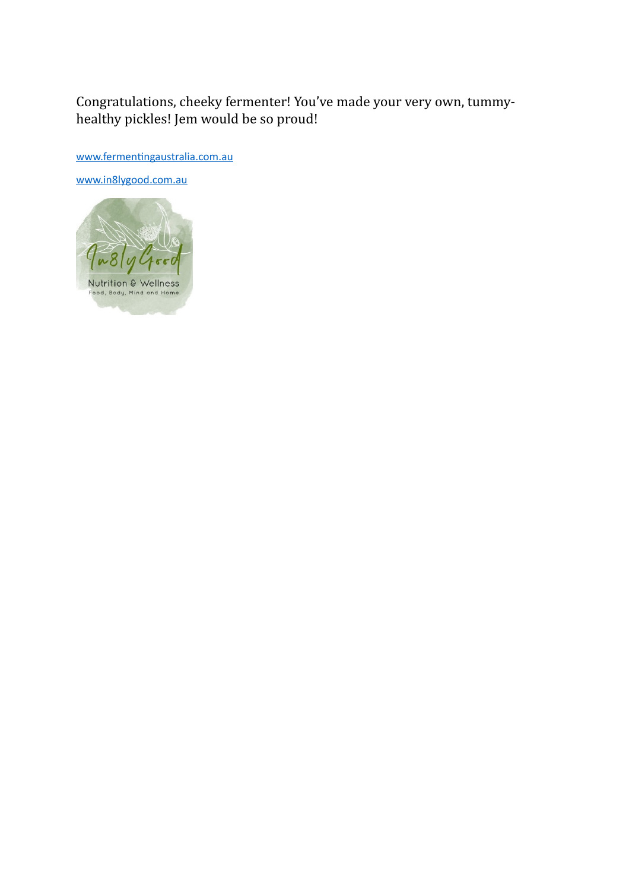Congratulations, cheeky fermenter! You've made your very own, tummy-healthy pickles! Jem would be so proud!

www.fermentingaustralia.com.au

www.in8lygood.com.au